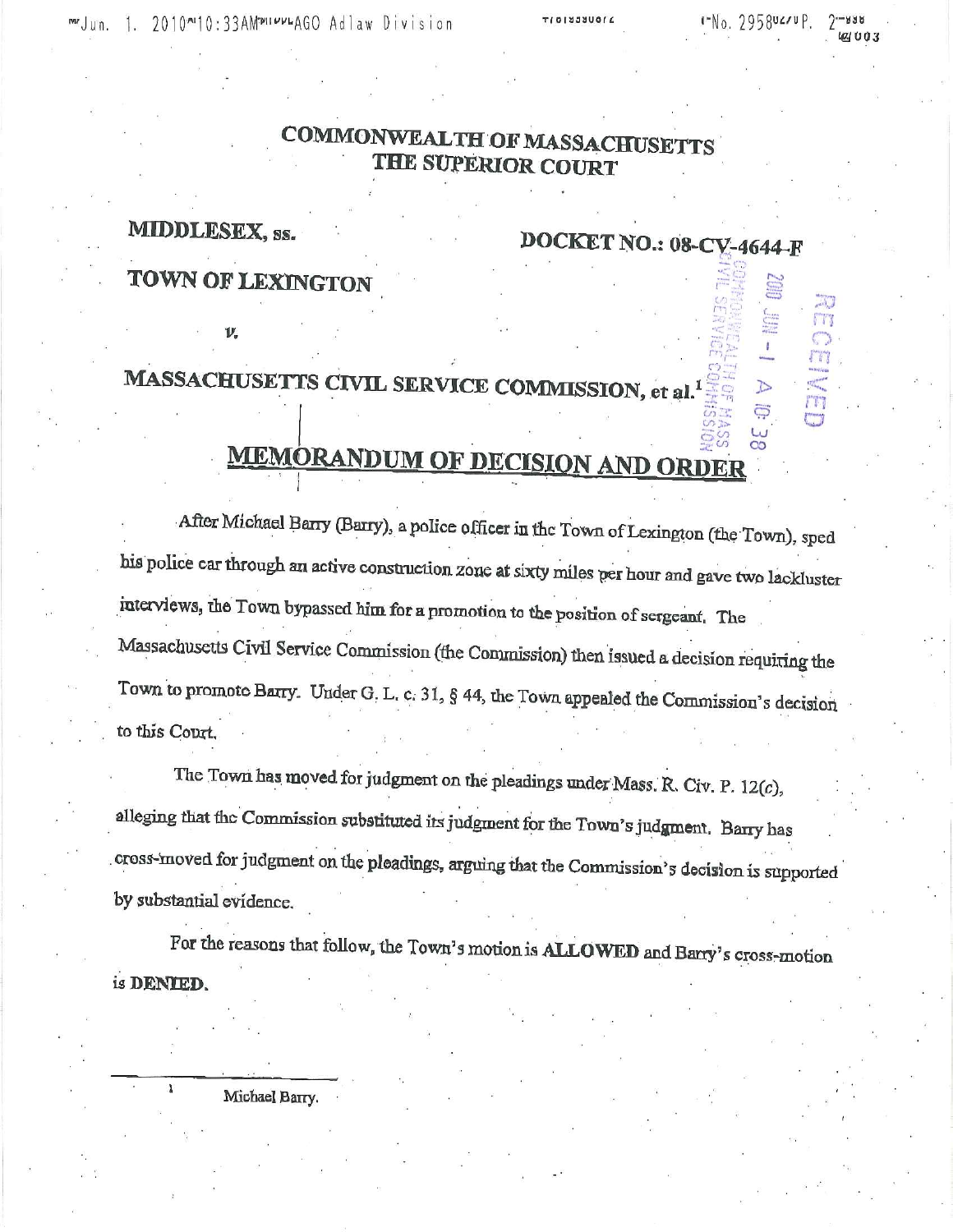**COMMONWEALTH OF MASSACHUSETTS**
**THE SUPERIOR COURT**

**MIDDLESEX, ss.** **DOCKET NO.: 08-CV-4644-F**

**TOWN OF LEXINGTON**

*v.*

**MASSACHUSETTS CIVIL SERVICE COMMISSION, et al.**[1]

# MEMORANDUM OF DECISION AND ORDER

After Michael Barry (Barry), a police officer in the Town of Lexington (the Town), sped his police car through an active construction zone at sixty miles per hour and gave two lackluster interviews, the Town bypassed him for a promotion to the position of sergeant. The Massachusetts Civil Service Commission (the Commission) then issued a decision requiring the Town to promote Barry. Under G. L. c. 31, § 44, the Town appealed the Commission's decision to this Court.

The Town has moved for judgment on the pleadings under Mass. R. Civ. P. 12(c), alleging that the Commission substituted its judgment for the Town's judgment. Barry has cross-moved for judgment on the pleadings, arguing that the Commission's decision is supported by substantial evidence.

For the reasons that follow, the Town's motion is **ALLOWED** and Barry's cross-motion is **DENIED**.

---

[1] Michael Barry.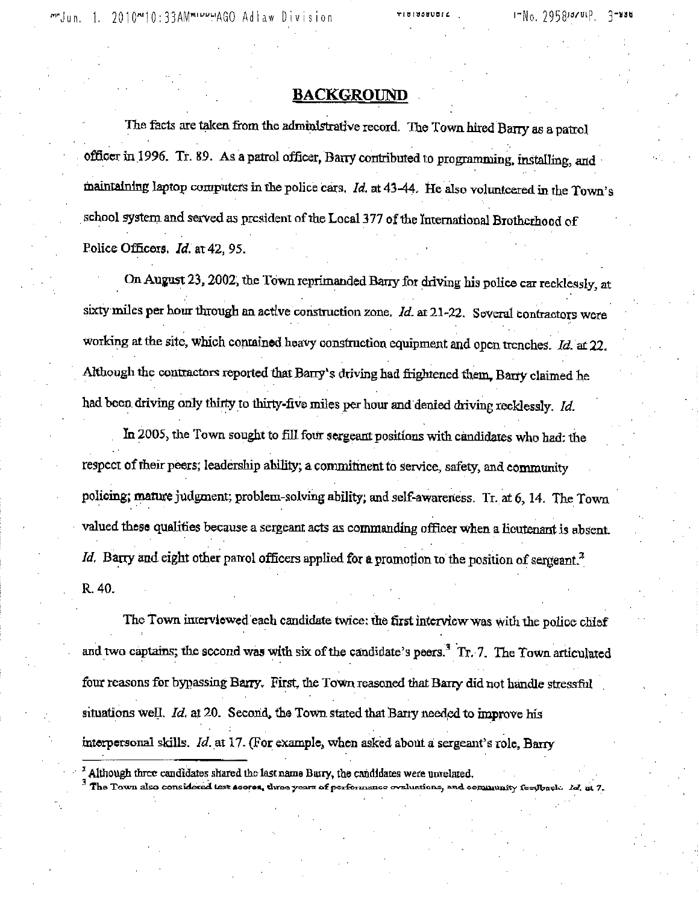## BACKGROUND

The facts are taken from the administrative record. The Town hired Barry as a patrol officer in 1996. Tr. 89. As a patrol officer, Barry contributed to programming, installing, and maintaining laptop computers in the police cars. *Id.* at 43-44. He also volunteered in the Town's school system and served as president of the Local 377 of the International Brotherhood of Police Officers. *Id.* at 42, 95.

On August 23, 2002, the Town reprimanded Barry for driving his police car recklessly, at sixty miles per hour through an active construction zone. *Id.* at 21-22. Several contractors were working at the site, which contained heavy construction equipment and open trenches. *Id.* at 22. Although the contractors reported that Barry's driving had frightened them, Barry claimed he had been driving only thirty to thirty-five miles per hour and denied driving recklessly. *Id.*

In 2005, the Town sought to fill four sergeant positions with candidates who had: the respect of their peers; leadership ability; a commitment to service, safety, and community policing; mature judgment; problem-solving ability; and self-awareness. Tr. at 6, 14. The Town valued these qualities because a sergeant acts as commanding officer when a lieutenant is absent. *Id.* Barry and eight other patrol officers applied for a promotion to the position of sergeant.[2] R. 40.

The Town interviewed each candidate twice: the first interview was with the police chief and two captains; the second was with six of the candidate's peers.[3] Tr. 7. The Town articulated four reasons for bypassing Barry. First, the Town reasoned that Barry did not handle stressful situations well. *Id.* at 20. Second, the Town stated that Barry needed to improve his interpersonal skills. *Id.* at 17. (For example, when asked about a sergeant's role, Barry

---

[2] Although three candidates shared the last name Barry, the candidates were unrelated.

[3] The Town also considered test scores, three years of performance evaluations, and community feedback. *Id.* at 7.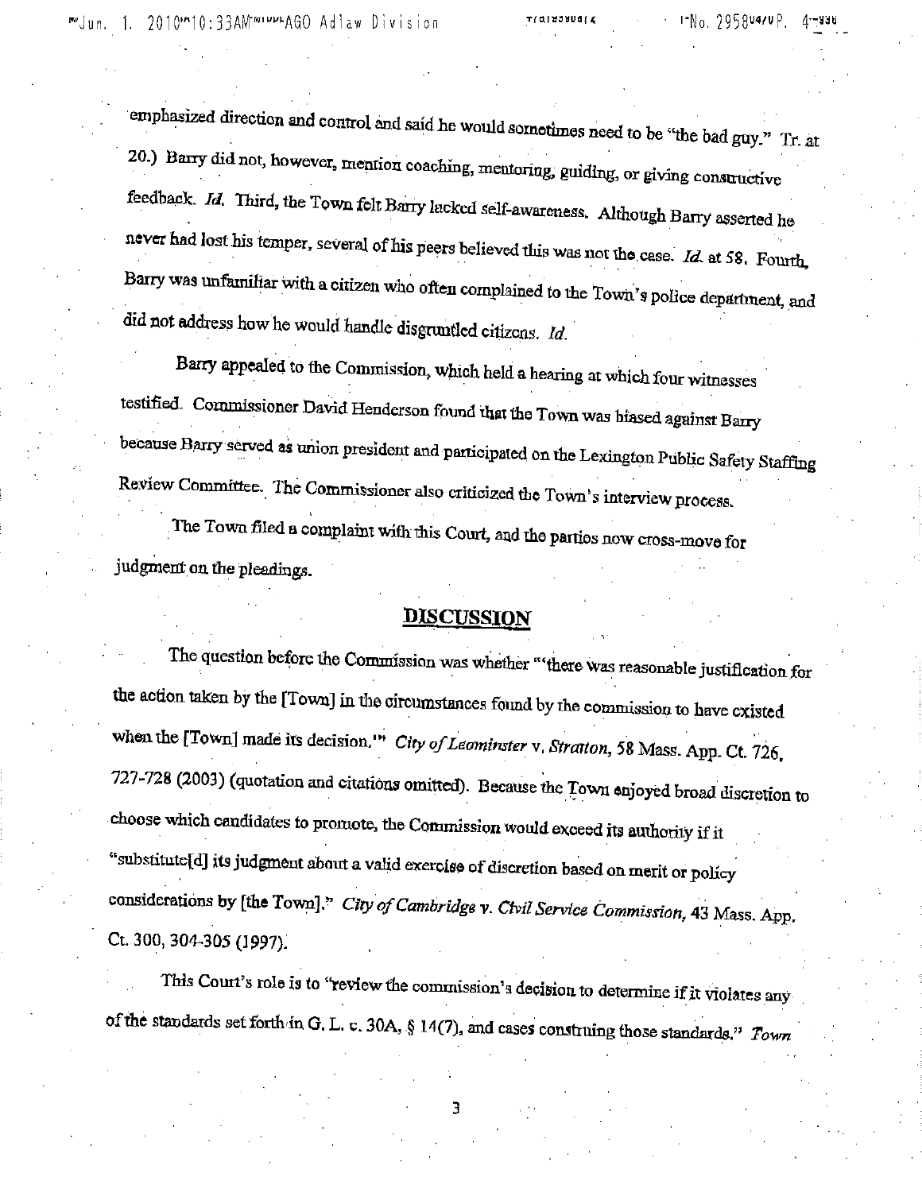emphasized direction and control and said he would sometimes need to be "the bad guy." Tr. at 20.) Barry did not, however, mention coaching, mentoring, guiding, or giving constructive feedback. *Id.* Third, the Town felt Barry lacked self-awareness. Although Barry asserted he never had lost his temper, several of his peers believed this was not the case. *Id.* at 58. Fourth, Barry was unfamiliar with a citizen who often complained to the Town's police department, and did not address how he would handle disgruntled citizens. *Id.*

Barry appealed to the Commission, which held a hearing at which four witnesses testified. Commissioner David Henderson found that the Town was biased against Barry because Barry served as union president and participated on the Lexington Public Safety Staffing Review Committee. The Commissioner also criticized the Town's interview process.

The Town filed a complaint with this Court, and the parties now cross-move for judgment on the pleadings.

## DISCUSSION

The question before the Commission was whether "'there was reasonable justification for the action taken by the [Town] in the circumstances found by the commission to have existed when the [Town] made its decision.'" *City of Leominster* v. *Stratton*, 58 Mass. App. Ct. 726, 727-728 (2003) (quotation and citations omitted). Because the Town enjoyed broad discretion to choose which candidates to promote, the Commission would exceed its authority if it "substitute[d] its judgment about a valid exercise of discretion based on merit or policy considerations by [the Town]." *City of Cambridge v. Civil Service Commission*, 43 Mass. App. Ct. 300, 304-305 (1997).

This Court's role is to "review the commission's decision to determine if it violates any of the standards set forth in G. L. c. 30A, § 14(7), and cases construing those standards." *Town*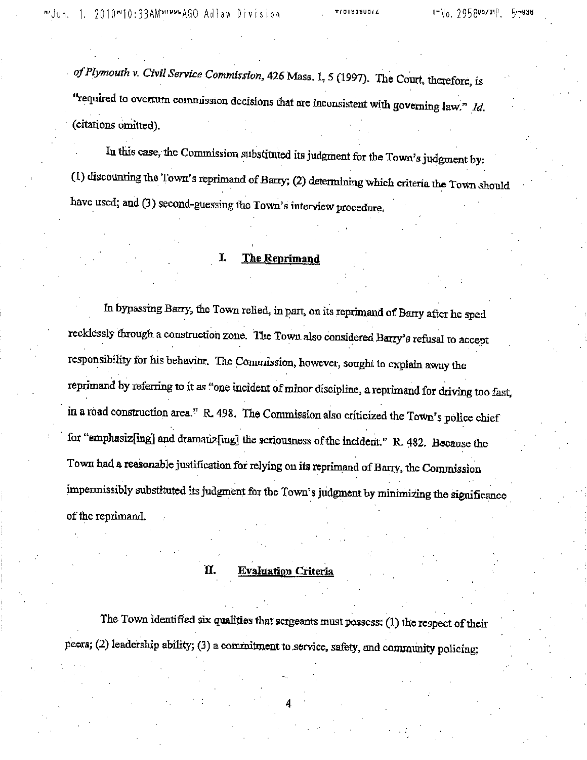*of Plymouth v. Civil Service Commission*, 426 Mass. 1, 5 (1997). The Court, therefore, is "required to overturn commission decisions that are inconsistent with governing law." *Id.* (citations omitted).

In this case, the Commission substituted its judgment for the Town's judgment by: (1) discounting the Town's reprimand of Barry; (2) determining which criteria the Town should have used; and (3) second-guessing the Town's interview procedure.

## I. The Reprimand

In bypassing Barry, the Town relied, in part, on its reprimand of Barry after he sped recklessly through a construction zone. The Town also considered Barry's refusal to accept responsibility for his behavior. The Commission, however, sought to explain away the reprimand by referring to it as "one incident of minor discipline, a reprimand for driving too fast, in a road construction area." R. 498. The Commission also criticized the Town's police chief for "emphasiz[ing] and dramatiz[ing] the seriousness of the incident." R. 482. Because the Town had a reasonable justification for relying on its reprimand of Barry, the Commission impermissibly substituted its judgment for the Town's judgment by minimizing the significance of the reprimand.

## II. Evaluation Criteria

The Town identified six qualities that sergeants must possess: (1) the respect of their peers; (2) leadership ability; (3) a commitment to service, safety, and community policing;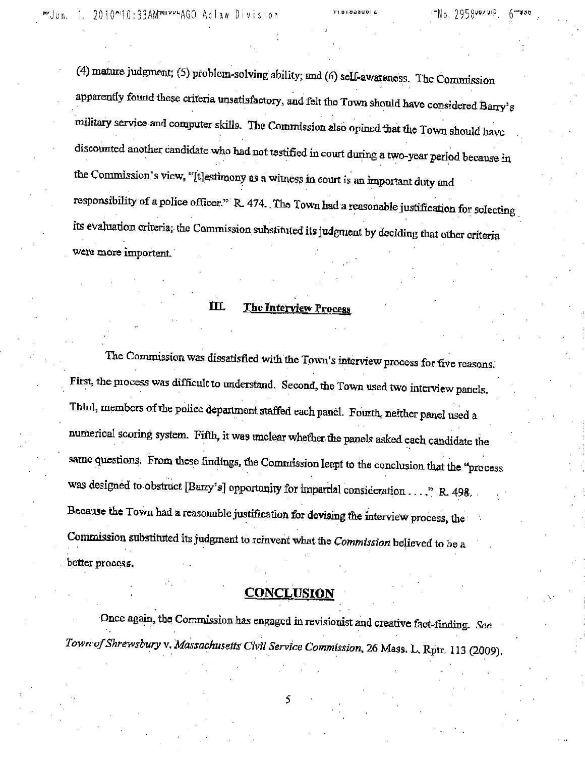(4) mature judgment; (5) problem-solving ability; and (6) self-awareness. The Commission apparently found these criteria unsatisfactory, and felt the Town should have considered Barry's military service and computer skills. The Commission also opined that the Town should have discounted another candidate who had not testified in court during a two-year period because in the Commission's view, "[t]estimony as a witness in court is an important duty and responsibility of a police officer." R. 474. The Town had a reasonable justification for selecting its evaluation criteria; the Commission substituted its judgment by deciding that other criteria were more important.

## III. The Interview Process

The Commission was dissatisfied with the Town's interview process for five reasons. First, the process was difficult to understand. Second, the Town used two interview panels. Third, members of the police department staffed each panel. Fourth, neither panel used a numerical scoring system. Fifth, it was unclear whether the panels asked each candidate the same questions. From these findings, the Commission leapt to the conclusion that the "process was designed to obstruct [Barry's] opportunity for impartial consideration . . . ." R. 498. Because the Town had a reasonable justification for devising the interview process, the Commission substituted its judgment to reinvent what the *Commission* believed to be a better process.

## CONCLUSION

Once again, the Commission has engaged in revisionist and creative fact-finding. *See Town of Shrewsbury* v. *Massachusetts Civil Service Commission*, 26 Mass. L. Rptr. 113 (2009).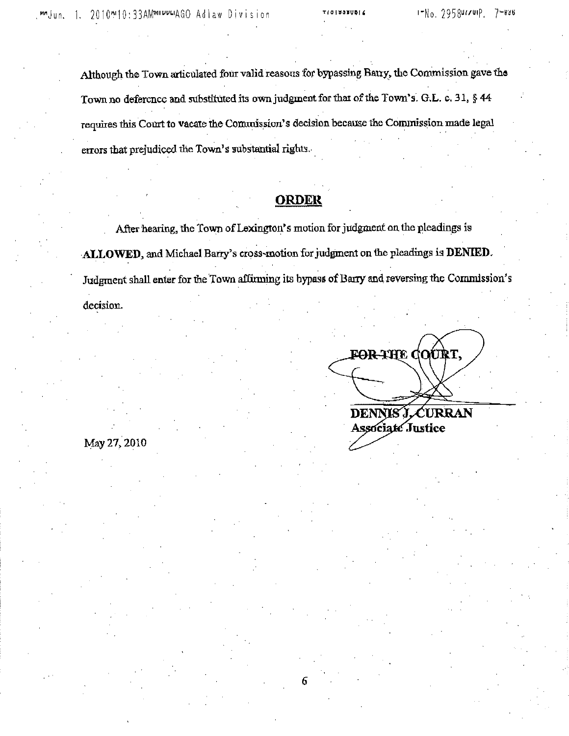Although the Town articulated four valid reasons for bypassing Barry, the Commission gave the Town no deference and substituted its own judgment for that of the Town's. G.L. c. 31, § 44 requires this Court to vacate the Commission's decision because the Commission made legal errors that prejudiced the Town's substantial rights.

## ORDER

After hearing, the Town of Lexington's motion for judgment on the pleadings is **ALLOWED**, and Michael Barry's cross-motion for judgment on the pleadings is **DENIED**. Judgment shall enter for the Town affirming its bypass of Barry and reversing the Commission's decision.

**FOR THE COURT,**

**DENNIS J. CURRAN**
**Associate Justice**

May 27, 2010